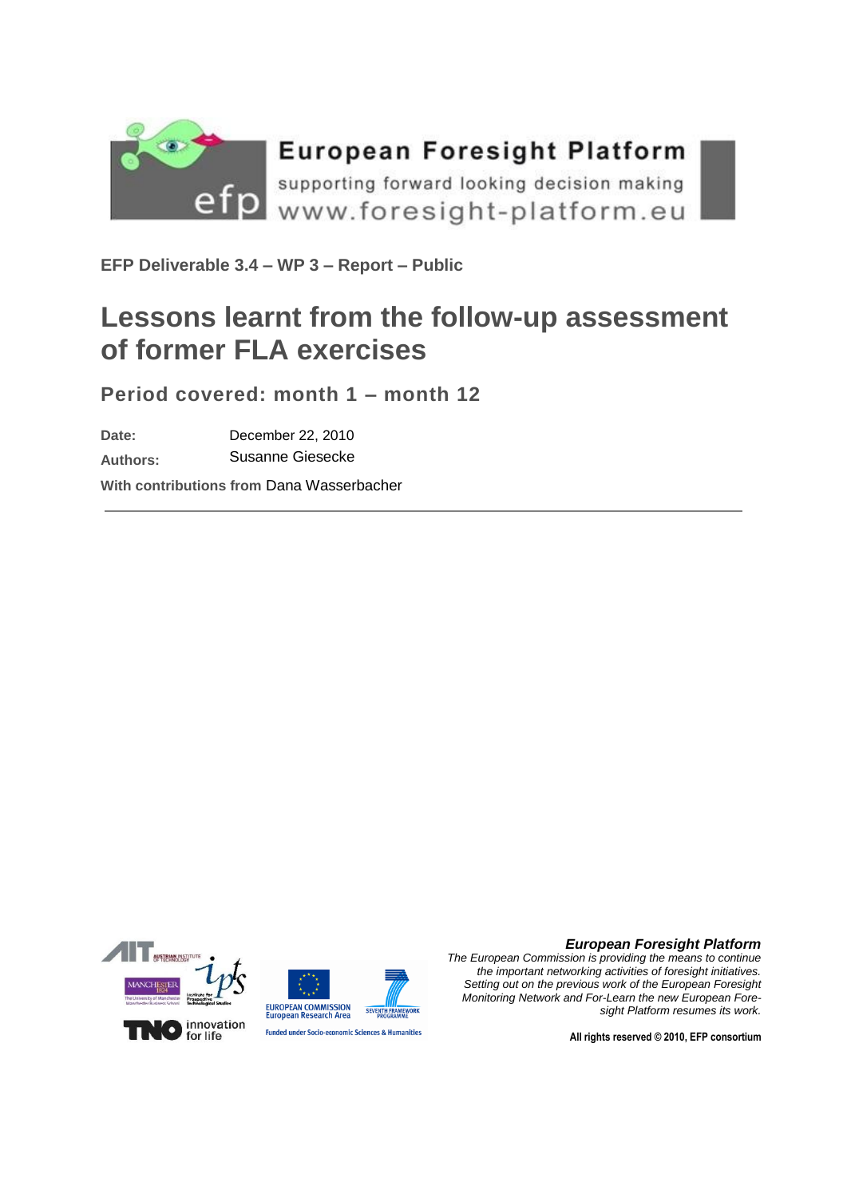**European Foresight Platform**

supporting forward looking decision making

www.foresight-platform.eu

**EFP Deliverable 3.4 – WP 3 – Report – Public**

# Lessons learnt from the follow-up assessment of former FLA exercises

## Period covered: month 1 – month 12

**Date:** December 22, 2010

**Authors:** Susanne Giesecke

**With contributions from** Dana Wasserbacher

***European Foresight Platform***

*The European Commission is providing the means to continue the important networking activities of foresight initiatives. Setting out on the previous work of the European Foresight Monitoring Network and For-Learn the new European Foresight Platform resumes its work.*

**All rights reserved © 2010, EFP consortium**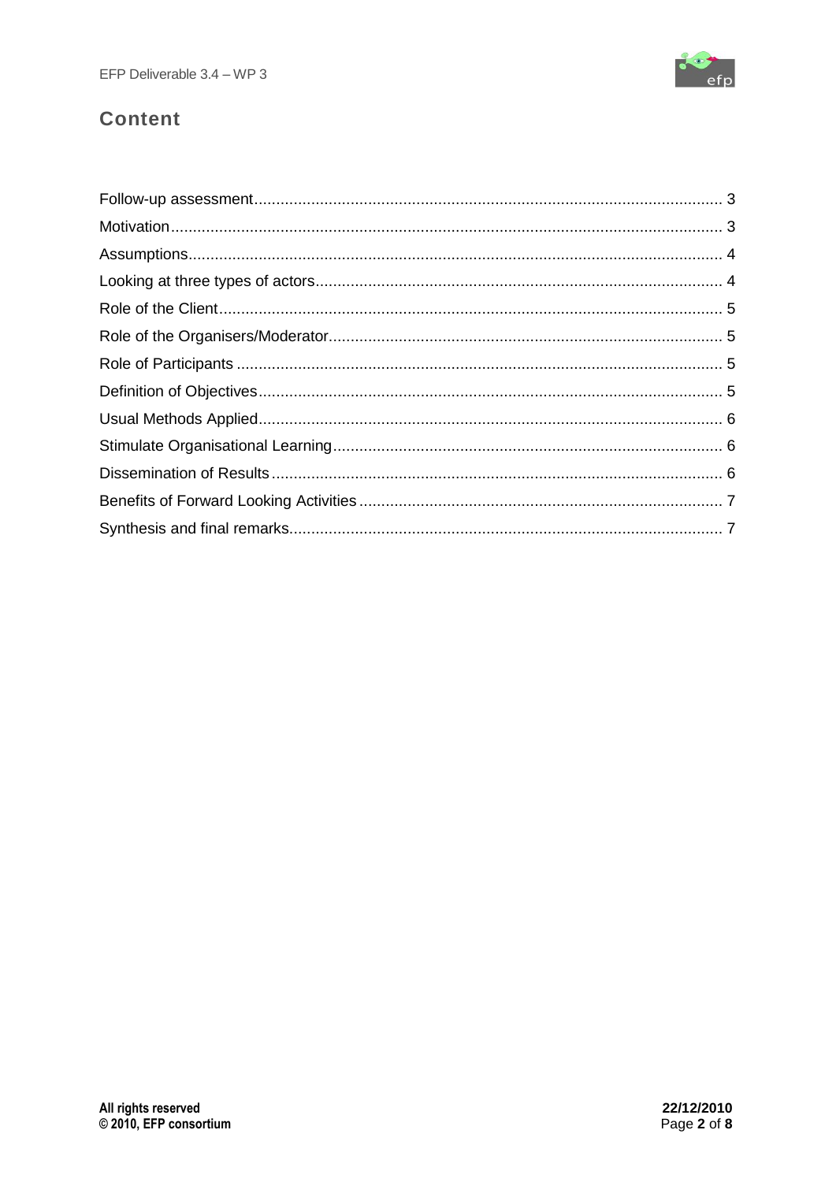## Content

Follow-up assessment .......... 3
Motivation .......... 3
Assumptions .......... 4
Looking at three types of actors .......... 4
Role of the Client .......... 5
Role of the Organisers/Moderator .......... 5
Role of Participants .......... 5
Definition of Objectives .......... 5
Usual Methods Applied .......... 6
Stimulate Organisational Learning .......... 6
Dissemination of Results .......... 6
Benefits of Forward Looking Activities .......... 7
Synthesis and final remarks .......... 7

All rights reserved
© 2010, EFP consortium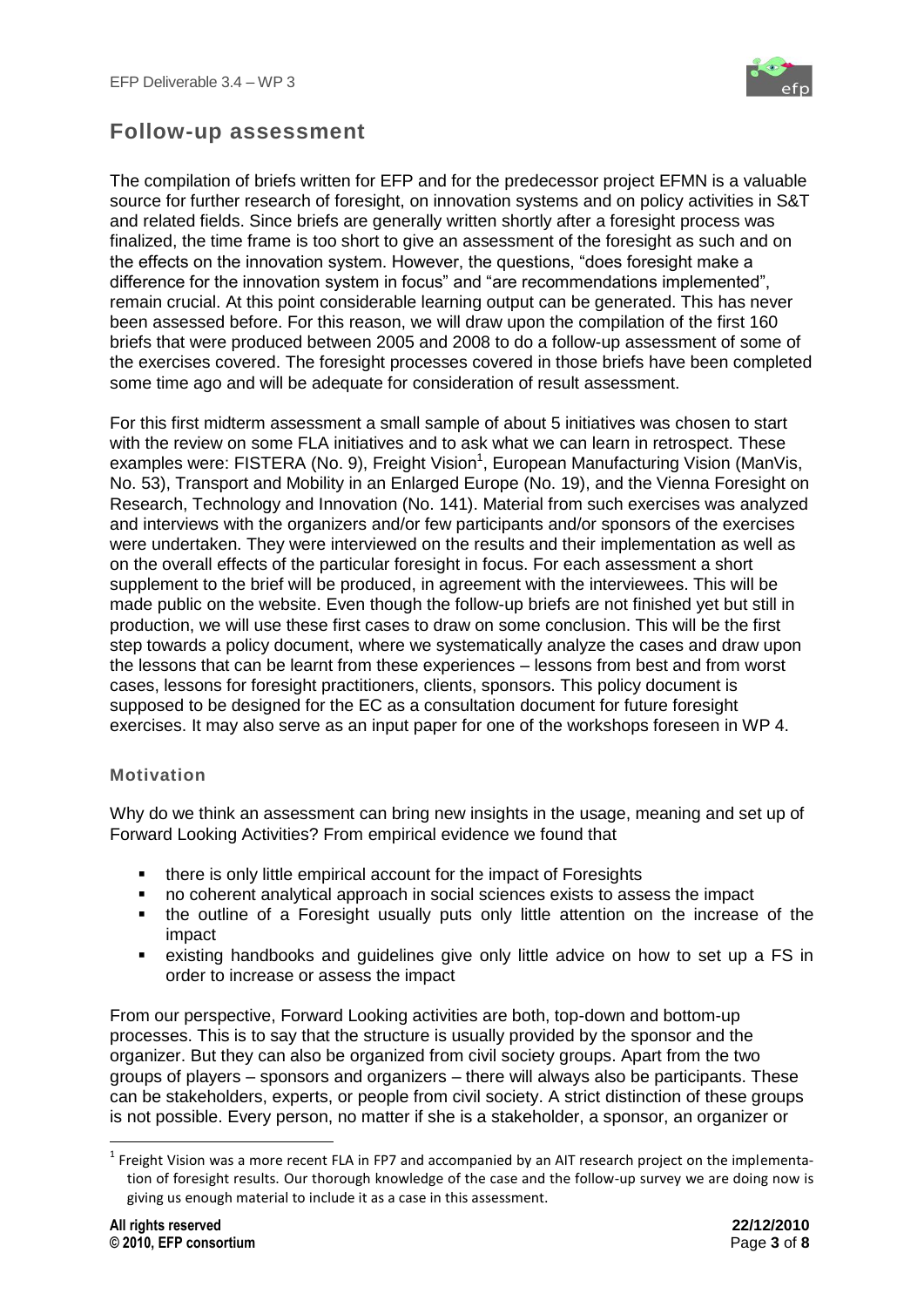## Follow-up assessment

The compilation of briefs written for EFP and for the predecessor project EFMN is a valuable source for further research of foresight, on innovation systems and on policy activities in S&T and related fields. Since briefs are generally written shortly after a foresight process was finalized, the time frame is too short to give an assessment of the foresight as such and on the effects on the innovation system. However, the questions, "does foresight make a difference for the innovation system in focus" and "are recommendations implemented", remain crucial. At this point considerable learning output can be generated. This has never been assessed before. For this reason, we will draw upon the compilation of the first 160 briefs that were produced between 2005 and 2008 to do a follow-up assessment of some of the exercises covered. The foresight processes covered in those briefs have been completed some time ago and will be adequate for consideration of result assessment.

For this first midterm assessment a small sample of about 5 initiatives was chosen to start with the review on some FLA initiatives and to ask what we can learn in retrospect. These examples were: FISTERA (No. 9), Freight Vision[1], European Manufacturing Vision (ManVis, No. 53), Transport and Mobility in an Enlarged Europe (No. 19), and the Vienna Foresight on Research, Technology and Innovation (No. 141). Material from such exercises was analyzed and interviews with the organizers and/or few participants and/or sponsors of the exercises were undertaken. They were interviewed on the results and their implementation as well as on the overall effects of the particular foresight in focus. For each assessment a short supplement to the brief will be produced, in agreement with the interviewees. This will be made public on the website. Even though the follow-up briefs are not finished yet but still in production, we will use these first cases to draw on some conclusion. This will be the first step towards a policy document, where we systematically analyze the cases and draw upon the lessons that can be learnt from these experiences – lessons from best and from worst cases, lessons for foresight practitioners, clients, sponsors. This policy document is supposed to be designed for the EC as a consultation document for future foresight exercises. It may also serve as an input paper for one of the workshops foreseen in WP 4.

### Motivation

Why do we think an assessment can bring new insights in the usage, meaning and set up of Forward Looking Activities? From empirical evidence we found that

- there is only little empirical account for the impact of Foresights
- no coherent analytical approach in social sciences exists to assess the impact
- the outline of a Foresight usually puts only little attention on the increase of the impact
- existing handbooks and guidelines give only little advice on how to set up a FS in order to increase or assess the impact

From our perspective, Forward Looking activities are both, top-down and bottom-up processes. This is to say that the structure is usually provided by the sponsor and the organizer. But they can also be organized from civil society groups. Apart from the two groups of players – sponsors and organizers – there will always also be participants. These can be stakeholders, experts, or people from civil society. A strict distinction of these groups is not possible. Every person, no matter if she is a stakeholder, a sponsor, an organizer or

[1] Freight Vision was a more recent FLA in FP7 and accompanied by an AIT research project on the implementation of foresight results. Our thorough knowledge of the case and the follow-up survey we are doing now is giving us enough material to include it as a case in this assessment.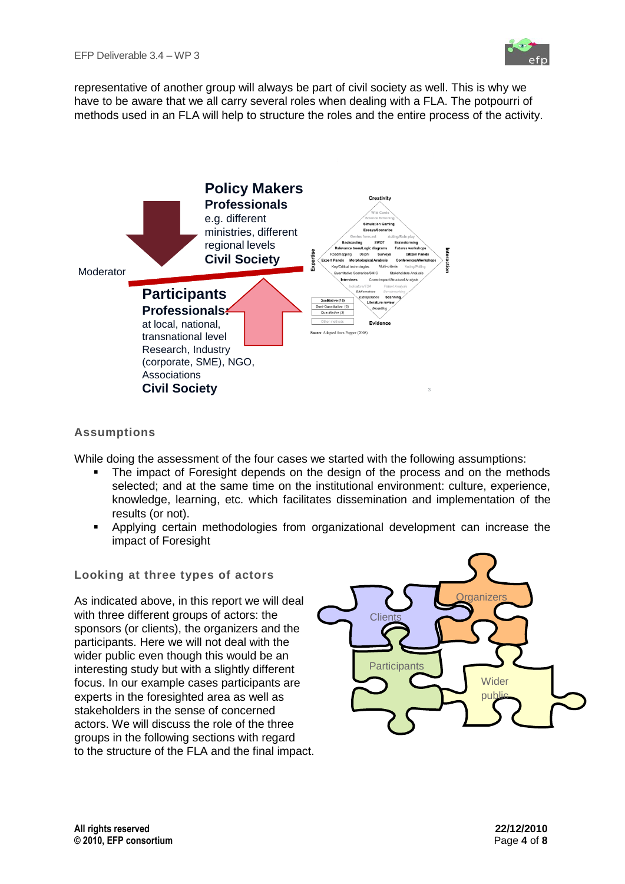representative of another group will always be part of civil society as well. This is why we have to be aware that we all carry several roles when dealing with a FLA. The potpourri of methods used in an FLA will help to structure the roles and the entire process of the activity.

**Policy Makers**
**Professionals**
e.g. different ministries, different regional levels
**Civil Society**

Moderator

**Participants**
**Professionals:**
at local, national, transnational level
Research, Industry (corporate, SME), NGO, Associations
**Civil Society**

Source: Adapted from Popper (2008)

### Assumptions

While doing the assessment of the four cases we started with the following assumptions:

- The impact of Foresight depends on the design of the process and on the methods selected; and at the same time on the institutional environment: culture, experience, knowledge, learning, etc. which facilitates dissemination and implementation of the results (or not).
- Applying certain methodologies from organizational development can increase the impact of Foresight

### Looking at three types of actors

As indicated above, in this report we will deal with three different groups of actors: the sponsors (or clients), the organizers and the participants. Here we will not deal with the wider public even though this would be an interesting study but with a slightly different focus. In our example cases participants are experts in the foresighted area as well as stakeholders in the sense of concerned actors. We will discuss the role of the three groups in the following sections with regard to the structure of the FLA and the final impact.

Clients, Organizers, Participants, Wider public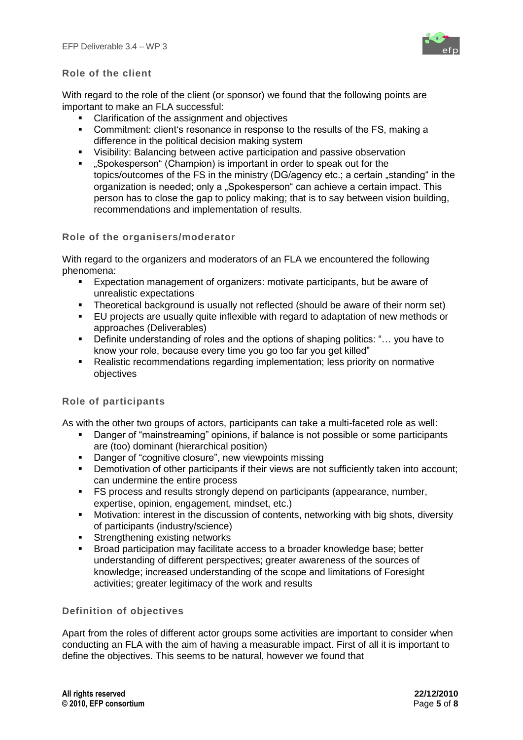### Role of the client

With regard to the role of the client (or sponsor) we found that the following points are important to make an FLA successful:

- Clarification of the assignment and objectives
- Commitment: client's resonance in response to the results of the FS, making a difference in the political decision making system
- Visibility: Balancing between active participation and passive observation
- „Spokesperson" (Champion) is important in order to speak out for the topics/outcomes of the FS in the ministry (DG/agency etc.; a certain „standing" in the organization is needed; only a „Spokesperson" can achieve a certain impact. This person has to close the gap to policy making; that is to say between vision building, recommendations and implementation of results.

### Role of the organisers/moderator

With regard to the organizers and moderators of an FLA we encountered the following phenomena:

- Expectation management of organizers: motivate participants, but be aware of unrealistic expectations
- Theoretical background is usually not reflected (should be aware of their norm set)
- EU projects are usually quite inflexible with regard to adaptation of new methods or approaches (Deliverables)
- Definite understanding of roles and the options of shaping politics: "… you have to know your role, because every time you go too far you get killed"
- Realistic recommendations regarding implementation; less priority on normative objectives

### Role of participants

As with the other two groups of actors, participants can take a multi-faceted role as well:

- Danger of "mainstreaming" opinions, if balance is not possible or some participants are (too) dominant (hierarchical position)
- Danger of "cognitive closure", new viewpoints missing
- Demotivation of other participants if their views are not sufficiently taken into account; can undermine the entire process
- FS process and results strongly depend on participants (appearance, number, expertise, opinion, engagement, mindset, etc.)
- Motivation: interest in the discussion of contents, networking with big shots, diversity of participants (industry/science)
- Strengthening existing networks
- Broad participation may facilitate access to a broader knowledge base; better understanding of different perspectives; greater awareness of the sources of knowledge; increased understanding of the scope and limitations of Foresight activities; greater legitimacy of the work and results

### Definition of objectives

Apart from the roles of different actor groups some activities are important to consider when conducting an FLA with the aim of having a measurable impact. First of all it is important to define the objectives. This seems to be natural, however we found that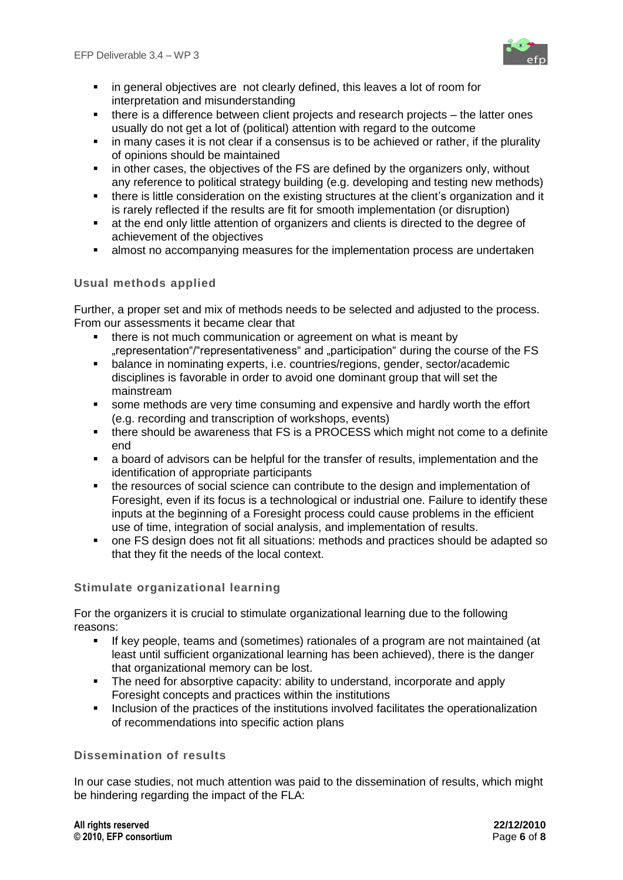- in general objectives are not clearly defined, this leaves a lot of room for interpretation and misunderstanding
- there is a difference between client projects and research projects – the latter ones usually do not get a lot of (political) attention with regard to the outcome
- in many cases it is not clear if a consensus is to be achieved or rather, if the plurality of opinions should be maintained
- in other cases, the objectives of the FS are defined by the organizers only, without any reference to political strategy building (e.g. developing and testing new methods)
- there is little consideration on the existing structures at the client's organization and it is rarely reflected if the results are fit for smooth implementation (or disruption)
- at the end only little attention of organizers and clients is directed to the degree of achievement of the objectives
- almost no accompanying measures for the implementation process are undertaken

### Usual methods applied

Further, a proper set and mix of methods needs to be selected and adjusted to the process. From our assessments it became clear that

- there is not much communication or agreement on what is meant by „representation"/"representativeness" and „participation" during the course of the FS
- balance in nominating experts, i.e. countries/regions, gender, sector/academic disciplines is favorable in order to avoid one dominant group that will set the mainstream
- some methods are very time consuming and expensive and hardly worth the effort (e.g. recording and transcription of workshops, events)
- there should be awareness that FS is a PROCESS which might not come to a definite end
- a board of advisors can be helpful for the transfer of results, implementation and the identification of appropriate participants
- the resources of social science can contribute to the design and implementation of Foresight, even if its focus is a technological or industrial one. Failure to identify these inputs at the beginning of a Foresight process could cause problems in the efficient use of time, integration of social analysis, and implementation of results.
- one FS design does not fit all situations: methods and practices should be adapted so that they fit the needs of the local context.

### Stimulate organizational learning

For the organizers it is crucial to stimulate organizational learning due to the following reasons:

- If key people, teams and (sometimes) rationales of a program are not maintained (at least until sufficient organizational learning has been achieved), there is the danger that organizational memory can be lost.
- The need for absorptive capacity: ability to understand, incorporate and apply Foresight concepts and practices within the institutions
- Inclusion of the practices of the institutions involved facilitates the operationalization of recommendations into specific action plans

### Dissemination of results

In our case studies, not much attention was paid to the dissemination of results, which might be hindering regarding the impact of the FLA: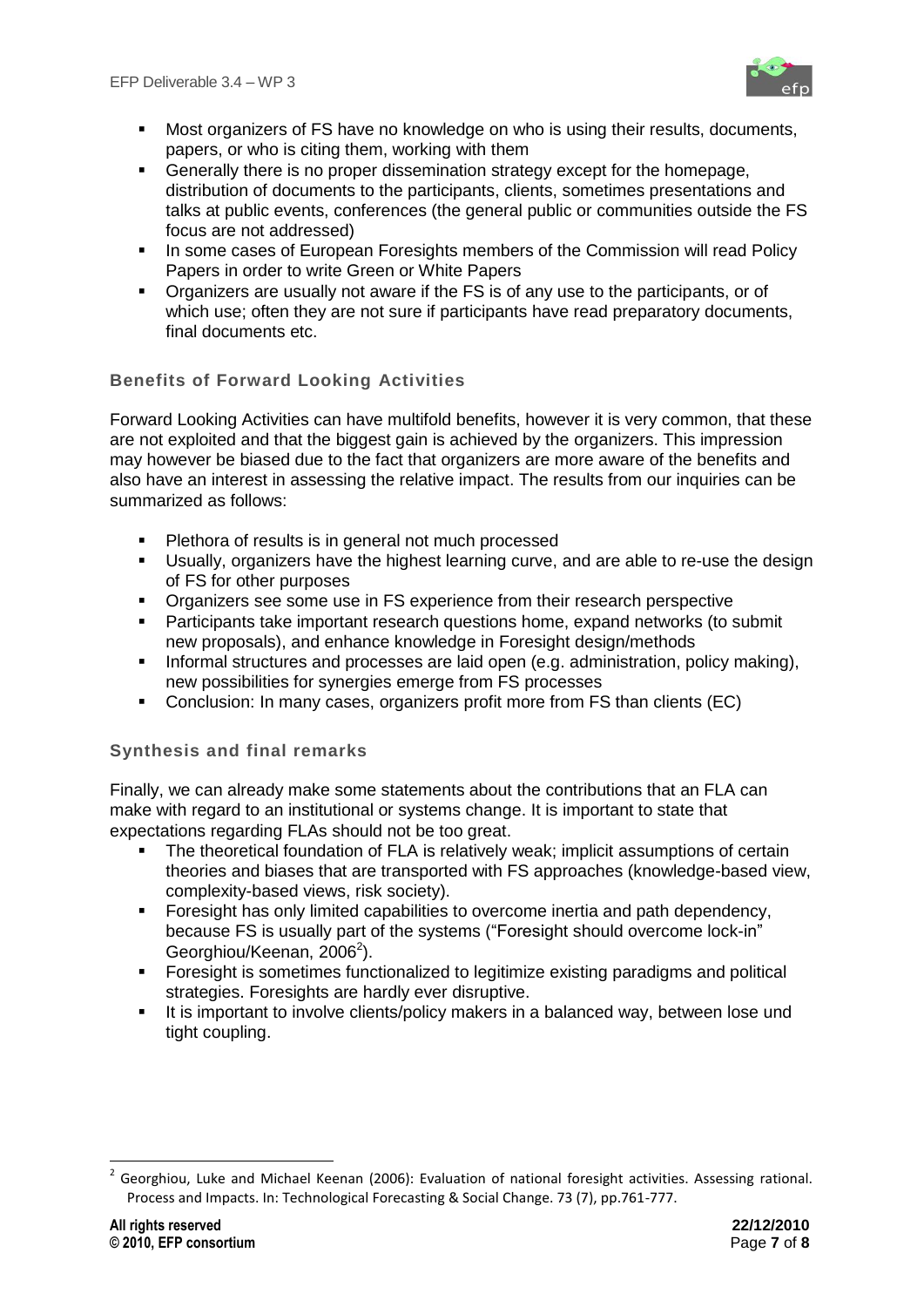- Most organizers of FS have no knowledge on who is using their results, documents, papers, or who is citing them, working with them
- Generally there is no proper dissemination strategy except for the homepage, distribution of documents to the participants, clients, sometimes presentations and talks at public events, conferences (the general public or communities outside the FS focus are not addressed)
- In some cases of European Foresights members of the Commission will read Policy Papers in order to write Green or White Papers
- Organizers are usually not aware if the FS is of any use to the participants, or of which use; often they are not sure if participants have read preparatory documents, final documents etc.

### Benefits of Forward Looking Activities

Forward Looking Activities can have multifold benefits, however it is very common, that these are not exploited and that the biggest gain is achieved by the organizers. This impression may however be biased due to the fact that organizers are more aware of the benefits and also have an interest in assessing the relative impact. The results from our inquiries can be summarized as follows:

- Plethora of results is in general not much processed
- Usually, organizers have the highest learning curve, and are able to re-use the design of FS for other purposes
- Organizers see some use in FS experience from their research perspective
- Participants take important research questions home, expand networks (to submit new proposals), and enhance knowledge in Foresight design/methods
- Informal structures and processes are laid open (e.g. administration, policy making), new possibilities for synergies emerge from FS processes
- Conclusion: In many cases, organizers profit more from FS than clients (EC)

### Synthesis and final remarks

Finally, we can already make some statements about the contributions that an FLA can make with regard to an institutional or systems change. It is important to state that expectations regarding FLAs should not be too great.

- The theoretical foundation of FLA is relatively weak; implicit assumptions of certain theories and biases that are transported with FS approaches (knowledge-based view, complexity-based views, risk society).
- Foresight has only limited capabilities to overcome inertia and path dependency, because FS is usually part of the systems ("Foresight should overcome lock-in" Georghiou/Keenan, 2006[2]).
- Foresight is sometimes functionalized to legitimize existing paradigms and political strategies. Foresights are hardly ever disruptive.
- It is important to involve clients/policy makers in a balanced way, between lose und tight coupling.

---

[2] Georghiou, Luke and Michael Keenan (2006): Evaluation of national foresight activities. Assessing rational. Process and Impacts. In: Technological Forecasting & Social Change. 73 (7), pp.761-777.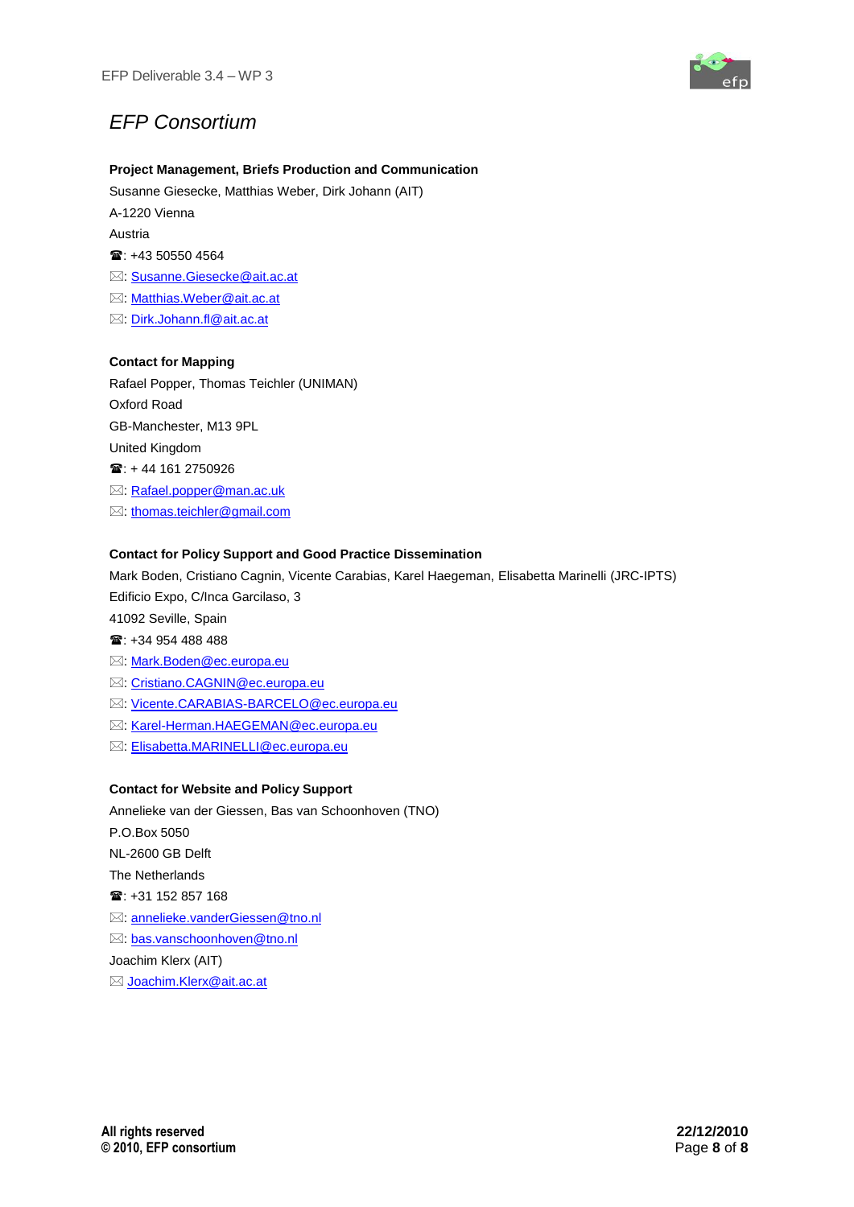*EFP Consortium*

**Project Management, Briefs Production and Communication**

Susanne Giesecke, Matthias Weber, Dirk Johann (AIT)

A-1220 Vienna

Austria

☎: +43 50550 4564

✉: Susanne.Giesecke@ait.ac.at

✉: Matthias.Weber@ait.ac.at

✉: Dirk.Johann.fl@ait.ac.at

**Contact for Mapping**

Rafael Popper, Thomas Teichler (UNIMAN)

Oxford Road

GB-Manchester, M13 9PL

United Kingdom

☎: + 44 161 2750926

✉: Rafael.popper@man.ac.uk

✉: thomas.teichler@gmail.com

**Contact for Policy Support and Good Practice Dissemination**

Mark Boden, Cristiano Cagnin, Vicente Carabias, Karel Haegeman, Elisabetta Marinelli (JRC-IPTS)

Edificio Expo, C/Inca Garcilaso, 3

41092 Seville, Spain

☎: +34 954 488 488

✉: Mark.Boden@ec.europa.eu

✉: Cristiano.CAGNIN@ec.europa.eu

✉: Vicente.CARABIAS-BARCELO@ec.europa.eu

✉: Karel-Herman.HAEGEMAN@ec.europa.eu

✉: Elisabetta.MARINELLI@ec.europa.eu

**Contact for Website and Policy Support**

Annelieke van der Giessen, Bas van Schoonhoven (TNO)

P.O.Box 5050

NL-2600 GB Delft

The Netherlands

☎: +31 152 857 168

✉: annelieke.vanderGiessen@tno.nl

✉: bas.vanschoonhoven@tno.nl

Joachim Klerx (AIT)

✉ Joachim.Klerx@ait.ac.at

**All rights reserved**
**© 2010, EFP consortium**

**22/12/2010**